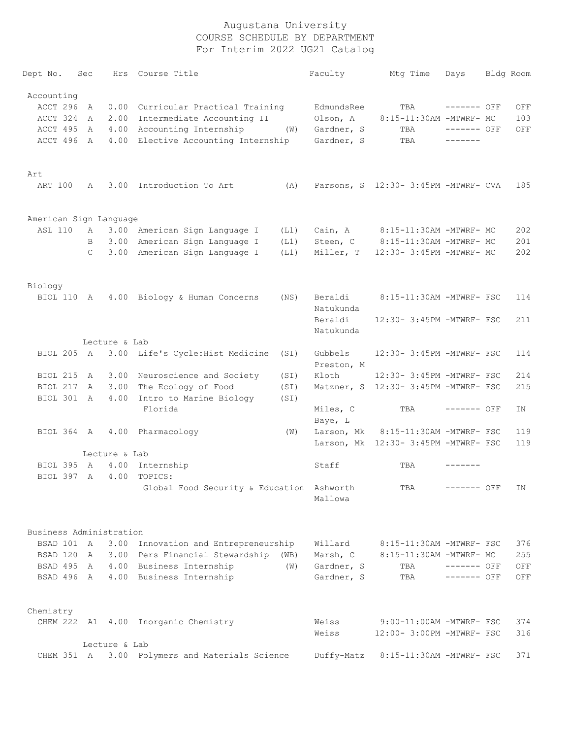# Augustana University
## COURSE SCHEDULE BY DEPARTMENT
### For Interim 2022 UG21 Catalog

| Dept No. | Sec | Hrs | Course Title | | Faculty | Mtg Time | Days | Bldg | Room |
|---|---|---|---|---|---|---|---|---|---|
| **Accounting** | | | | | | | | | |
| ACCT 296 | A | 0.00 | Curricular Practical Training | | EdmundsRee | TBA | ------- | OFF | OFF |
| ACCT 324 | A | 2.00 | Intermediate Accounting II | | Olson, A | 8:15-11:30AM | -MTWRF- | MC | 103 |
| ACCT 495 | A | 4.00 | Accounting Internship | (W) | Gardner, S | TBA | ------- | OFF | OFF |
| ACCT 496 | A | 4.00 | Elective Accounting Internship | | Gardner, S | TBA | ------- | | |
| **Art** | | | | | | | | | |
| ART 100 | A | 3.00 | Introduction To Art | (A) | Parsons, S | 12:30- 3:45PM | -MTWRF- | CVA | 185 |
| **American Sign Language** | | | | | | | | | |
| ASL 110 | A | 3.00 | American Sign Language I | (L1) | Cain, A | 8:15-11:30AM | -MTWRF- | MC | 202 |
| | B | 3.00 | American Sign Language I | (L1) | Steen, C | 8:15-11:30AM | -MTWRF- | MC | 201 |
| | C | 3.00 | American Sign Language I | (L1) | Miller, T | 12:30- 3:45PM | -MTWRF- | MC | 202 |
| **Biology** | | | | | | | | | |
| BIOL 110 | A | 4.00 | Biology & Human Concerns | (NS) | Beraldi, Natukunda | 8:15-11:30AM | -MTWRF- | FSC | 114 |
| | | | | | Beraldi, Natukunda | 12:30- 3:45PM | -MTWRF- | FSC | 211 |
| | | | Lecture & Lab | | | | | | |
| BIOL 205 | A | 3.00 | Life's Cycle:Hist Medicine | (SI) | Gubbels, Preston, M | 12:30- 3:45PM | -MTWRF- | FSC | 114 |
| BIOL 215 | A | 3.00 | Neuroscience and Society | (SI) | Kloth | 12:30- 3:45PM | -MTWRF- | FSC | 214 |
| BIOL 217 | A | 3.00 | The Ecology of Food | (SI) | Matzner, S | 12:30- 3:45PM | -MTWRF- | FSC | 215 |
| BIOL 301 | A | 4.00 | Intro to Marine Biology | (SI) | | | | | |
| | | | Florida | | Miles, C; Baye, L | TBA | ------- | OFF | IN |
| BIOL 364 | A | 4.00 | Pharmacology | (W) | Larson, Mk | 8:15-11:30AM | -MTWRF- | FSC | 119 |
| | | | | | Larson, Mk | 12:30- 3:45PM | -MTWRF- | FSC | 119 |
| | | | Lecture & Lab | | | | | | |
| BIOL 395 | A | 4.00 | Internship | | Staff | TBA | ------- | | |
| BIOL 397 | A | 4.00 | TOPICS: | | | | | | |
| | | | Global Food Security & Education | | Ashworth, Mallowa | TBA | ------- | OFF | IN |
| **Business Administration** | | | | | | | | | |
| BSAD 101 | A | 3.00 | Innovation and Entrepreneurship | | Willard | 8:15-11:30AM | -MTWRF- | FSC | 376 |
| BSAD 120 | A | 3.00 | Pers Financial Stewardship | (WB) | Marsh, C | 8:15-11:30AM | -MTWRF- | MC | 255 |
| BSAD 495 | A | 4.00 | Business Internship | (W) | Gardner, S | TBA | ------- | OFF | OFF |
| BSAD 496 | A | 4.00 | Business Internship | | Gardner, S | TBA | ------- | OFF | OFF |
| **Chemistry** | | | | | | | | | |
| CHEM 222 | A1 | 4.00 | Inorganic Chemistry | | Weiss | 9:00-11:00AM | -MTWRF- | FSC | 374 |
| | | | | | Weiss | 12:00- 3:00PM | -MTWRF- | FSC | 316 |
| | | | Lecture & Lab | | | | | | |
| CHEM 351 | A | 3.00 | Polymers and Materials Science | | Duffy-Matz | 8:15-11:30AM | -MTWRF- | FSC | 371 |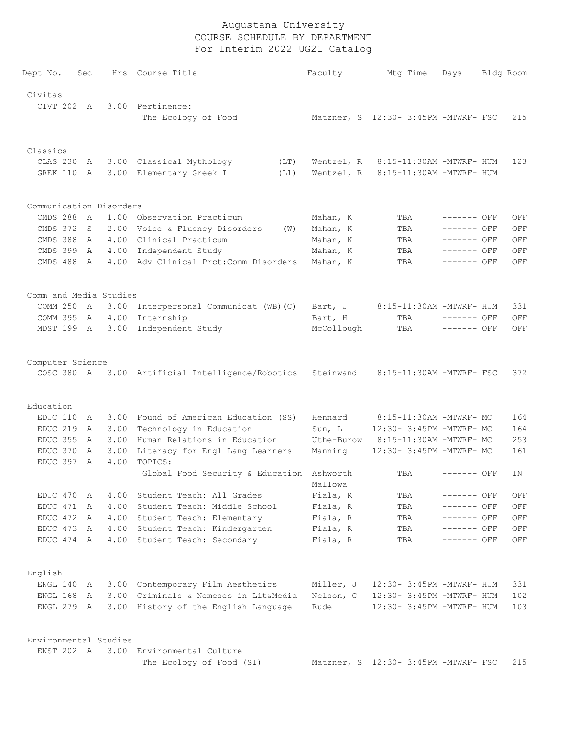# Augustana University
## COURSE SCHEDULE BY DEPARTMENT
### For Interim 2022 UG21 Catalog

| Dept No. | Sec | Hrs | Course Title | Faculty | Mtg Time | Days | Bldg | Room |
|---|---|---|---|---|---|---|---|---|
| **Civitas** | | | | | | | | |
| CIVT 202 | A | 3.00 | Pertinence: The Ecology of Food | Matzner, S | 12:30- 3:45PM | -MTWRF- | FSC | 215 |
| **Classics** | | | | | | | | |
| CLAS 230 | A | 3.00 | Classical Mythology (LT) | Wentzel, R | 8:15-11:30AM | -MTWRF- | HUM | 123 |
| GREK 110 | A | 3.00 | Elementary Greek I (L1) | Wentzel, R | 8:15-11:30AM | -MTWRF- | HUM | |
| **Communication Disorders** | | | | | | | | |
| CMDS 288 | A | 1.00 | Observation Practicum | Mahan, K | TBA | ------- | OFF | OFF |
| CMDS 372 | S | 2.00 | Voice & Fluency Disorders (W) | Mahan, K | TBA | ------- | OFF | OFF |
| CMDS 388 | A | 4.00 | Clinical Practicum | Mahan, K | TBA | ------- | OFF | OFF |
| CMDS 399 | A | 4.00 | Independent Study | Mahan, K | TBA | ------- | OFF | OFF |
| CMDS 488 | A | 4.00 | Adv Clinical Prct:Comm Disorders | Mahan, K | TBA | ------- | OFF | OFF |
| **Comm and Media Studies** | | | | | | | | |
| COMM 250 | A | 3.00 | Interpersonal Communicat (WB)(C) | Bart, J | 8:15-11:30AM | -MTWRF- | HUM | 331 |
| COMM 395 | A | 4.00 | Internship | Bart, H | TBA | ------- | OFF | OFF |
| MDST 199 | A | 3.00 | Independent Study | McCollough | TBA | ------- | OFF | OFF |
| **Computer Science** | | | | | | | | |
| COSC 380 | A | 3.00 | Artificial Intelligence/Robotics | Steinwand | 8:15-11:30AM | -MTWRF- | FSC | 372 |
| **Education** | | | | | | | | |
| EDUC 110 | A | 3.00 | Found of American Education (SS) | Hennard | 8:15-11:30AM | -MTWRF- | MC | 164 |
| EDUC 219 | A | 3.00 | Technology in Education | Sun, L | 12:30- 3:45PM | -MTWRF- | MC | 164 |
| EDUC 355 | A | 3.00 | Human Relations in Education | Uthe-Burow | 8:15-11:30AM | -MTWRF- | MC | 253 |
| EDUC 370 | A | 3.00 | Literacy for Engl Lang Learners | Manning | 12:30- 3:45PM | -MTWRF- | MC | 161 |
| EDUC 397 | A | 4.00 | TOPICS: Global Food Security & Education | Ashworth, Mallowa | TBA | ------- | OFF | IN |
| EDUC 470 | A | 4.00 | Student Teach: All Grades | Fiala, R | TBA | ------- | OFF | OFF |
| EDUC 471 | A | 4.00 | Student Teach: Middle School | Fiala, R | TBA | ------- | OFF | OFF |
| EDUC 472 | A | 4.00 | Student Teach: Elementary | Fiala, R | TBA | ------- | OFF | OFF |
| EDUC 473 | A | 4.00 | Student Teach: Kindergarten | Fiala, R | TBA | ------- | OFF | OFF |
| EDUC 474 | A | 4.00 | Student Teach: Secondary | Fiala, R | TBA | ------- | OFF | OFF |
| **English** | | | | | | | | |
| ENGL 140 | A | 3.00 | Contemporary Film Aesthetics | Miller, J | 12:30- 3:45PM | -MTWRF- | HUM | 331 |
| ENGL 168 | A | 3.00 | Criminals & Nemeses in Lit&Media | Nelson, C | 12:30- 3:45PM | -MTWRF- | HUM | 102 |
| ENGL 279 | A | 3.00 | History of the English Language | Rude | 12:30- 3:45PM | -MTWRF- | HUM | 103 |
| **Environmental Studies** | | | | | | | | |
| ENST 202 | A | 3.00 | Environmental Culture The Ecology of Food (SI) | Matzner, S | 12:30- 3:45PM | -MTWRF- | FSC | 215 |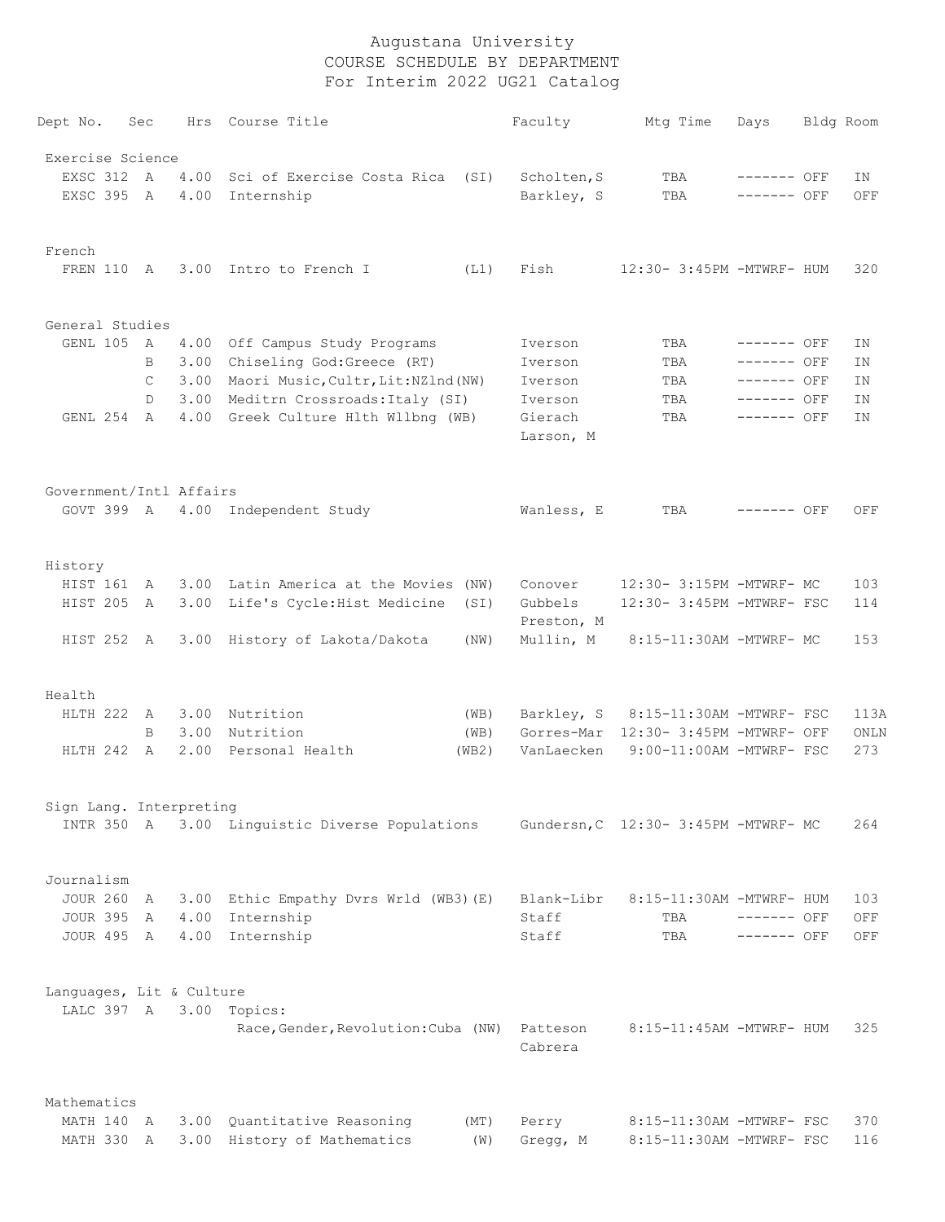# Augustana University
## COURSE SCHEDULE BY DEPARTMENT
### For Interim 2022 UG21 Catalog

| Dept | No. | Sec | Hrs | Course Title | | Faculty | Mtg Time | Days | Bldg | Room |
|---|---|---|---|---|---|---|---|---|---|---|
| **Exercise Science** | | | | | | | | | | |
| EXSC | 312 | A | 4.00 | Sci of Exercise Costa Rica | (SI) | Scholten,S | TBA | ------- | OFF | IN |
| EXSC | 395 | A | 4.00 | Internship | | Barkley, S | TBA | ------- | OFF | OFF |
| **French** | | | | | | | | | | |
| FREN | 110 | A | 3.00 | Intro to French I | (L1) | Fish | 12:30- 3:45PM | -MTWRF- | HUM | 320 |
| **General Studies** | | | | | | | | | | |
| GENL | 105 | A | 4.00 | Off Campus Study Programs | | Iverson | TBA | ------- | OFF | IN |
| | | B | 3.00 | Chiseling God:Greece (RT) | | Iverson | TBA | ------- | OFF | IN |
| | | C | 3.00 | Maori Music,Cultr,Lit:NZlnd(NW) | | Iverson | TBA | ------- | OFF | IN |
| | | D | 3.00 | Meditrn Crossroads:Italy (SI) | | Iverson | TBA | ------- | OFF | IN |
| GENL | 254 | A | 4.00 | Greek Culture Hlth Wllbng (WB) | | Gierach<br>Larson, M | TBA | ------- | OFF | IN |
| **Government/Intl Affairs** | | | | | | | | | | |
| GOVT | 399 | A | 4.00 | Independent Study | | Wanless, E | TBA | ------- | OFF | OFF |
| **History** | | | | | | | | | | |
| HIST | 161 | A | 3.00 | Latin America at the Movies | (NW) | Conover | 12:30- 3:15PM | -MTWRF- | MC | 103 |
| HIST | 205 | A | 3.00 | Life's Cycle:Hist Medicine | (SI) | Gubbels<br>Preston, M | 12:30- 3:45PM | -MTWRF- | FSC | 114 |
| HIST | 252 | A | 3.00 | History of Lakota/Dakota | (NW) | Mullin, M | 8:15-11:30AM | -MTWRF- | MC | 153 |
| **Health** | | | | | | | | | | |
| HLTH | 222 | A | 3.00 | Nutrition | (WB) | Barkley, S | 8:15-11:30AM | -MTWRF- | FSC | 113A |
| | | B | 3.00 | Nutrition | (WB) | Gorres-Mar | 12:30- 3:45PM | -MTWRF- | OFF | ONLN |
| HLTH | 242 | A | 2.00 | Personal Health | (WB2) | VanLaecken | 9:00-11:00AM | -MTWRF- | FSC | 273 |
| **Sign Lang. Interpreting** | | | | | | | | | | |
| INTR | 350 | A | 3.00 | Linguistic Diverse Populations | | Gundersn,C | 12:30- 3:45PM | -MTWRF- | MC | 264 |
| **Journalism** | | | | | | | | | | |
| JOUR | 260 | A | 3.00 | Ethic Empathy Dvrs Wrld (WB3)(E) | | Blank-Libr | 8:15-11:30AM | -MTWRF- | HUM | 103 |
| JOUR | 395 | A | 4.00 | Internship | | Staff | TBA | ------- | OFF | OFF |
| JOUR | 495 | A | 4.00 | Internship | | Staff | TBA | ------- | OFF | OFF |
| **Languages, Lit & Culture** | | | | | | | | | | |
| LALC | 397 | A | 3.00 | Topics:<br>Race,Gender,Revolution:Cuba | (NW) | Patteson<br>Cabrera | 8:15-11:45AM | -MTWRF- | HUM | 325 |
| **Mathematics** | | | | | | | | | | |
| MATH | 140 | A | 3.00 | Quantitative Reasoning | (MT) | Perry | 8:15-11:30AM | -MTWRF- | FSC | 370 |
| MATH | 330 | A | 3.00 | History of Mathematics | (W) | Gregg, M | 8:15-11:30AM | -MTWRF- | FSC | 116 |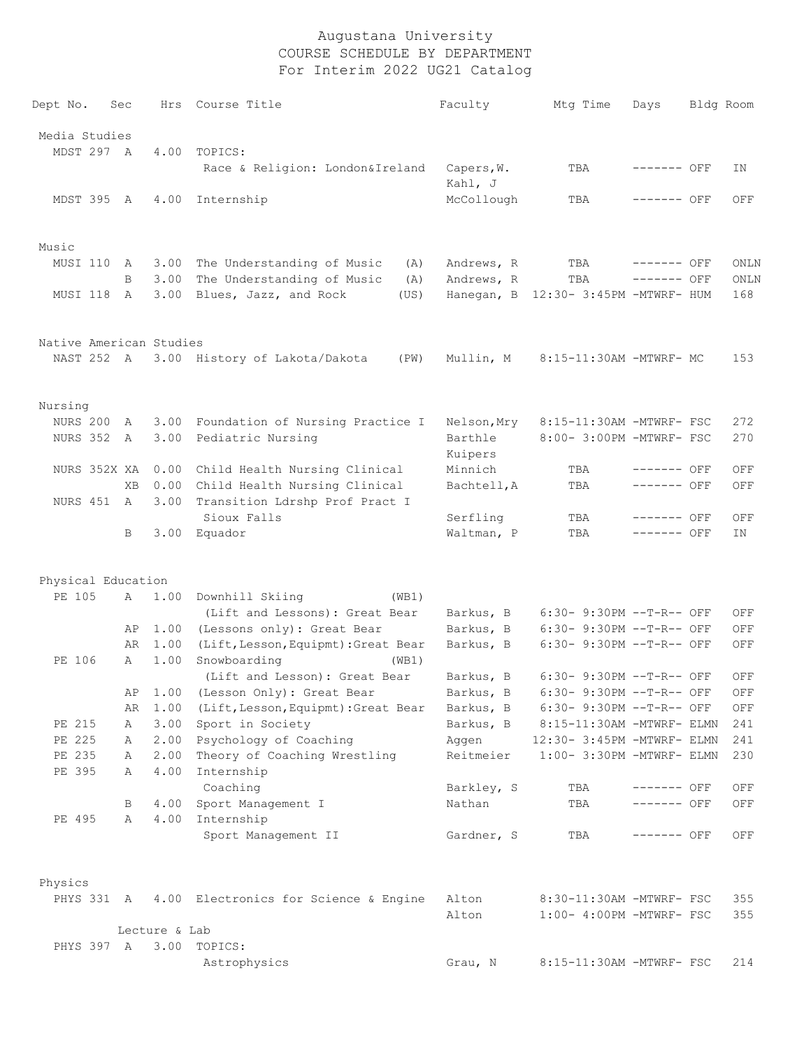# Augustana University
## COURSE SCHEDULE BY DEPARTMENT
### For Interim 2022 UG21 Catalog

| Dept No. | Sec | Hrs | Course Title | Faculty | Mtg Time | Days | Bldg | Room |
|---|---|---|---|---|---|---|---|---|
| **Media Studies** | | | | | | | | |
| MDST 297 | A | 4.00 | TOPICS: | | | | | |
| | | | Race & Religion: London&Ireland | Capers,W. Kahl, J | TBA | ------- | OFF | IN |
| MDST 395 | A | 4.00 | Internship | McCollough | TBA | ------- | OFF | OFF |
| **Music** | | | | | | | | |
| MUSI 110 | A | 3.00 | The Understanding of Music (A) | Andrews, R | TBA | ------- | OFF | ONLN |
| | B | 3.00 | The Understanding of Music (A) | Andrews, R | TBA | ------- | OFF | ONLN |
| MUSI 118 | A | 3.00 | Blues, Jazz, and Rock (US) | Hanegan, B | 12:30- 3:45PM | -MTWRF- | HUM | 168 |
| **Native American Studies** | | | | | | | | |
| NAST 252 | A | 3.00 | History of Lakota/Dakota (PW) | Mullin, M | 8:15-11:30AM | -MTWRF- | MC | 153 |
| **Nursing** | | | | | | | | |
| NURS 200 | A | 3.00 | Foundation of Nursing Practice I | Nelson,Mry | 8:15-11:30AM | -MTWRF- | FSC | 272 |
| NURS 352 | A | 3.00 | Pediatric Nursing | Barthle Kuipers | 8:00- 3:00PM | -MTWRF- | FSC | 270 |
| NURS 352X | XA | 0.00 | Child Health Nursing Clinical | Minnich | TBA | ------- | OFF | OFF |
| | XB | 0.00 | Child Health Nursing Clinical | Bachtell,A | TBA | ------- | OFF | OFF |
| NURS 451 | A | 3.00 | Transition Ldrshp Prof Pract I | | | | | |
| | | | Sioux Falls | Serfling | TBA | ------- | OFF | OFF |
| | B | 3.00 | Equador | Waltman, P | TBA | ------- | OFF | IN |
| **Physical Education** | | | | | | | | |
| PE 105 | A | 1.00 | Downhill Skiing (WB1) | | | | | |
| | | | (Lift and Lessons): Great Bear | Barkus, B | 6:30- 9:30PM | --T-R-- | OFF | OFF |
| | AP | 1.00 | (Lessons only): Great Bear | Barkus, B | 6:30- 9:30PM | --T-R-- | OFF | OFF |
| | AR | 1.00 | (Lift,Lesson,Equipmt):Great Bear | Barkus, B | 6:30- 9:30PM | --T-R-- | OFF | OFF |
| PE 106 | A | 1.00 | Snowboarding (WB1) | | | | | |
| | | | (Lift and Lesson): Great Bear | Barkus, B | 6:30- 9:30PM | --T-R-- | OFF | OFF |
| | AP | 1.00 | (Lesson Only): Great Bear | Barkus, B | 6:30- 9:30PM | --T-R-- | OFF | OFF |
| | AR | 1.00 | (Lift,Lesson,Equipmt):Great Bear | Barkus, B | 6:30- 9:30PM | --T-R-- | OFF | OFF |
| PE 215 | A | 3.00 | Sport in Society | Barkus, B | 8:15-11:30AM | -MTWRF- | ELMN | 241 |
| PE 225 | A | 2.00 | Psychology of Coaching | Aggen | 12:30- 3:45PM | -MTWRF- | ELMN | 241 |
| PE 235 | A | 2.00 | Theory of Coaching Wrestling | Reitmeier | 1:00- 3:30PM | -MTWRF- | ELMN | 230 |
| PE 395 | A | 4.00 | Internship | | | | | |
| | | | Coaching | Barkley, S | TBA | ------- | OFF | OFF |
| | B | 4.00 | Sport Management I | Nathan | TBA | ------- | OFF | OFF |
| PE 495 | A | 4.00 | Internship | | | | | |
| | | | Sport Management II | Gardner, S | TBA | ------- | OFF | OFF |
| **Physics** | | | | | | | | |
| PHYS 331 | A | 4.00 | Electronics for Science & Engine | Alton | 8:30-11:30AM | -MTWRF- | FSC | 355 |
| | | | | Alton | 1:00- 4:00PM | -MTWRF- | FSC | 355 |
| | Lecture & Lab | | | | | | | |
| PHYS 397 | A | 3.00 | TOPICS: | | | | | |
| | | | Astrophysics | Grau, N | 8:15-11:30AM | -MTWRF- | FSC | 214 |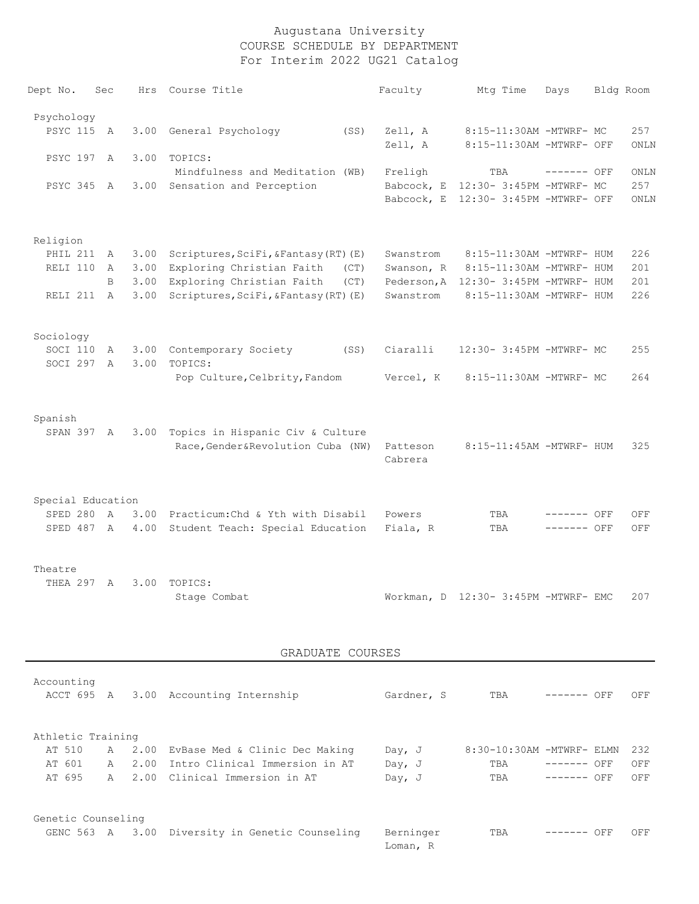# Augustana University
## COURSE SCHEDULE BY DEPARTMENT
### For Interim 2022 UG21 Catalog

| Dept No. | Sec | Hrs | Course Title | Faculty | Mtg Time | Days | Bldg | Room |
|---|---|---|---|---|---|---|---|---|
| **Psychology** | | | | | | | | |
| PSYC 115 | A | 3.00 | General Psychology (SS) | Zell, A | 8:15-11:30AM | -MTWRF- | MC | 257 |
| | | | | Zell, A | 8:15-11:30AM | -MTWRF- | OFF | ONLN |
| PSYC 197 | A | 3.00 | TOPICS: | | | | | |
| | | | Mindfulness and Meditation (WB) | Freligh | TBA | ------- | OFF | ONLN |
| PSYC 345 | A | 3.00 | Sensation and Perception | Babcock, E | 12:30- 3:45PM | -MTWRF- | MC | 257 |
| | | | | Babcock, E | 12:30- 3:45PM | -MTWRF- | OFF | ONLN |
| **Religion** | | | | | | | | |
| PHIL 211 | A | 3.00 | Scriptures,SciFi,&Fantasy(RT)(E) | Swanstrom | 8:15-11:30AM | -MTWRF- | HUM | 226 |
| RELI 110 | A | 3.00 | Exploring Christian Faith (CT) | Swanson, R | 8:15-11:30AM | -MTWRF- | HUM | 201 |
| | B | 3.00 | Exploring Christian Faith (CT) | Pederson,A | 12:30- 3:45PM | -MTWRF- | HUM | 201 |
| RELI 211 | A | 3.00 | Scriptures,SciFi,&Fantasy(RT)(E) | Swanstrom | 8:15-11:30AM | -MTWRF- | HUM | 226 |
| **Sociology** | | | | | | | | |
| SOCI 110 | A | 3.00 | Contemporary Society (SS) | Ciaralli | 12:30- 3:45PM | -MTWRF- | MC | 255 |
| SOCI 297 | A | 3.00 | TOPICS: | | | | | |
| | | | Pop Culture,Celbrity,Fandom | Vercel, K | 8:15-11:30AM | -MTWRF- | MC | 264 |
| **Spanish** | | | | | | | | |
| SPAN 397 | A | 3.00 | Topics in Hispanic Civ & Culture | | | | | |
| | | | Race,Gender&Revolution Cuba (NW) | Patteson<br>Cabrera | 8:15-11:45AM | -MTWRF- | HUM | 325 |
| **Special Education** | | | | | | | | |
| SPED 280 | A | 3.00 | Practicum:Chd & Yth with Disabil | Powers | TBA | ------- | OFF | OFF |
| SPED 487 | A | 4.00 | Student Teach: Special Education | Fiala, R | TBA | ------- | OFF | OFF |
| **Theatre** | | | | | | | | |
| THEA 297 | A | 3.00 | TOPICS: | | | | | |
| | | | Stage Combat | Workman, D | 12:30- 3:45PM | -MTWRF- | EMC | 207 |

## GRADUATE COURSES

| Dept No. | Sec | Hrs | Course Title | Faculty | Mtg Time | Days | Bldg | Room |
|---|---|---|---|---|---|---|---|---|
| **Accounting** | | | | | | | | |
| ACCT 695 | A | 3.00 | Accounting Internship | Gardner, S | TBA | ------- | OFF | OFF |
| **Athletic Training** | | | | | | | | |
| AT 510 | A | 2.00 | EvBase Med & Clinic Dec Making | Day, J | 8:30-10:30AM | -MTWRF- | ELMN | 232 |
| AT 601 | A | 2.00 | Intro Clinical Immersion in AT | Day, J | TBA | ------- | OFF | OFF |
| AT 695 | A | 2.00 | Clinical Immersion in AT | Day, J | TBA | ------- | OFF | OFF |
| **Genetic Counseling** | | | | | | | | |
| GENC 563 | A | 3.00 | Diversity in Genetic Counseling | Berninger<br>Loman, R | TBA | ------- | OFF | OFF |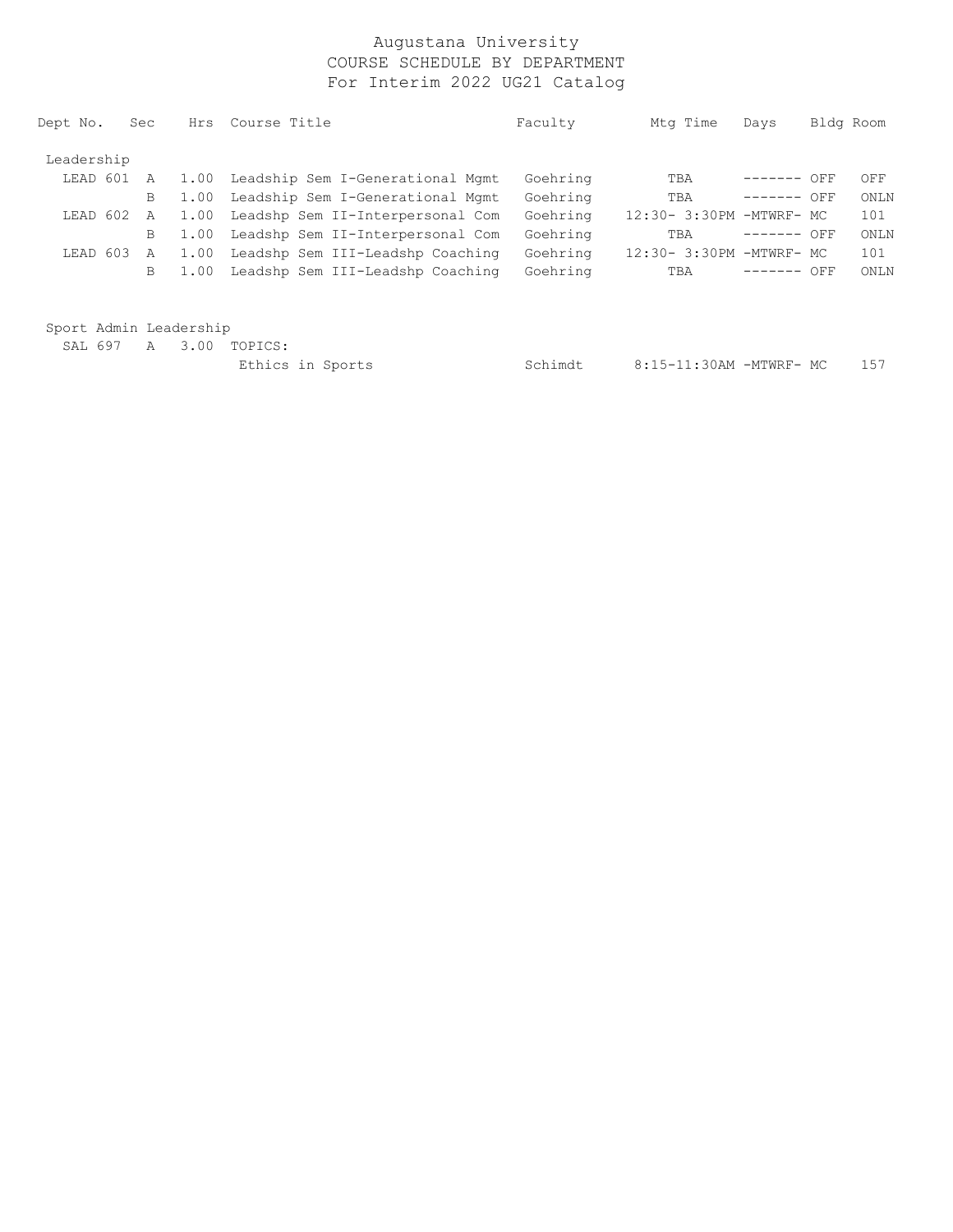# Augustana University
## COURSE SCHEDULE BY DEPARTMENT
## For Interim 2022 UG21 Catalog

| Dept No. | Sec | Hrs | Course Title | Faculty | Mtg Time | Days | Bldg | Room |
|---|---|---|---|---|---|---|---|---|
| **Leadership** | | | | | | | | |
| LEAD 601 | A | 1.00 | Leadship Sem I-Generational Mgmt | Goehring | TBA | ------- | OFF | OFF |
| | B | 1.00 | Leadship Sem I-Generational Mgmt | Goehring | TBA | ------- | OFF | ONLN |
| LEAD 602 | A | 1.00 | Leadshp Sem II-Interpersonal Com | Goehring | 12:30- 3:30PM | -MTWRF- | MC | 101 |
| | B | 1.00 | Leadshp Sem II-Interpersonal Com | Goehring | TBA | ------- | OFF | ONLN |
| LEAD 603 | A | 1.00 | Leadshp Sem III-Leadshp Coaching | Goehring | 12:30- 3:30PM | -MTWRF- | MC | 101 |
| | B | 1.00 | Leadshp Sem III-Leadshp Coaching | Goehring | TBA | ------- | OFF | ONLN |
| **Sport Admin Leadership** | | | | | | | | |
| SAL 697 | A | 3.00 | TOPICS: | | | | | |
| | | | Ethics in Sports | Schimdt | 8:15-11:30AM | -MTWRF- | MC | 157 |